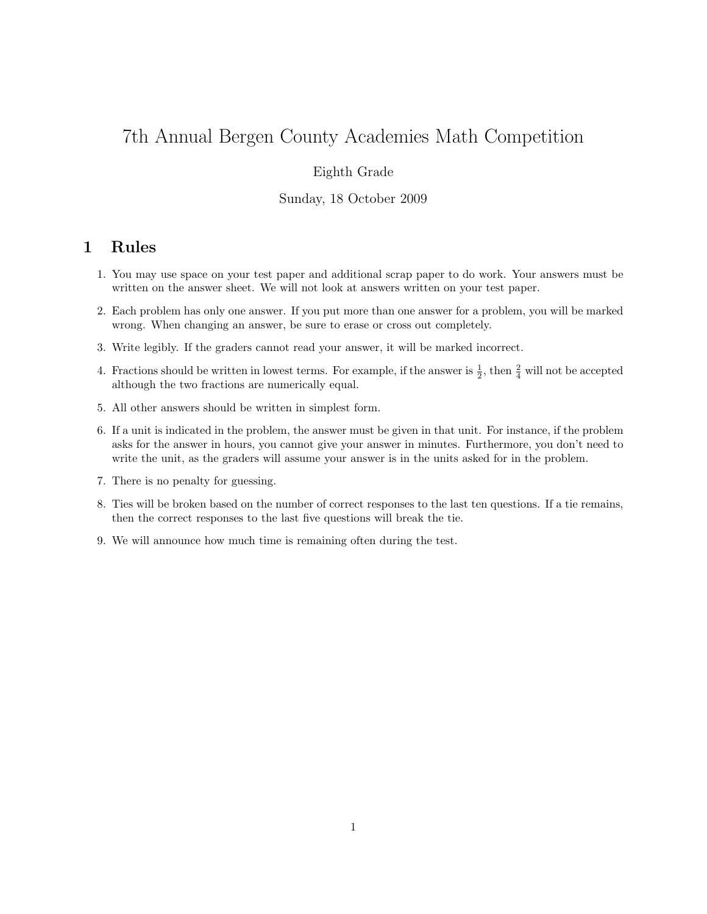# 7th Annual Bergen County Academies Math Competition

Eighth Grade

Sunday, 18 October 2009

## 1 Rules

1. You may use space on your test paper and additional scrap paper to do work. Your answers must be written on the answer sheet. We will not look at answers written on your test paper.
2. Each problem has only one answer. If you put more than one answer for a problem, you will be marked wrong. When changing an answer, be sure to erase or cross out completely.
3. Write legibly. If the graders cannot read your answer, it will be marked incorrect.
4. Fractions should be written in lowest terms. For example, if the answer is $\frac{1}{2}$, then $\frac{2}{4}$ will not be accepted although the two fractions are numerically equal.
5. All other answers should be written in simplest form.
6. If a unit is indicated in the problem, the answer must be given in that unit. For instance, if the problem asks for the answer in hours, you cannot give your answer in minutes. Furthermore, you don't need to write the unit, as the graders will assume your answer is in the units asked for in the problem.
7. There is no penalty for guessing.
8. Ties will be broken based on the number of correct responses to the last ten questions. If a tie remains, then the correct responses to the last five questions will break the tie.
9. We will announce how much time is remaining often during the test.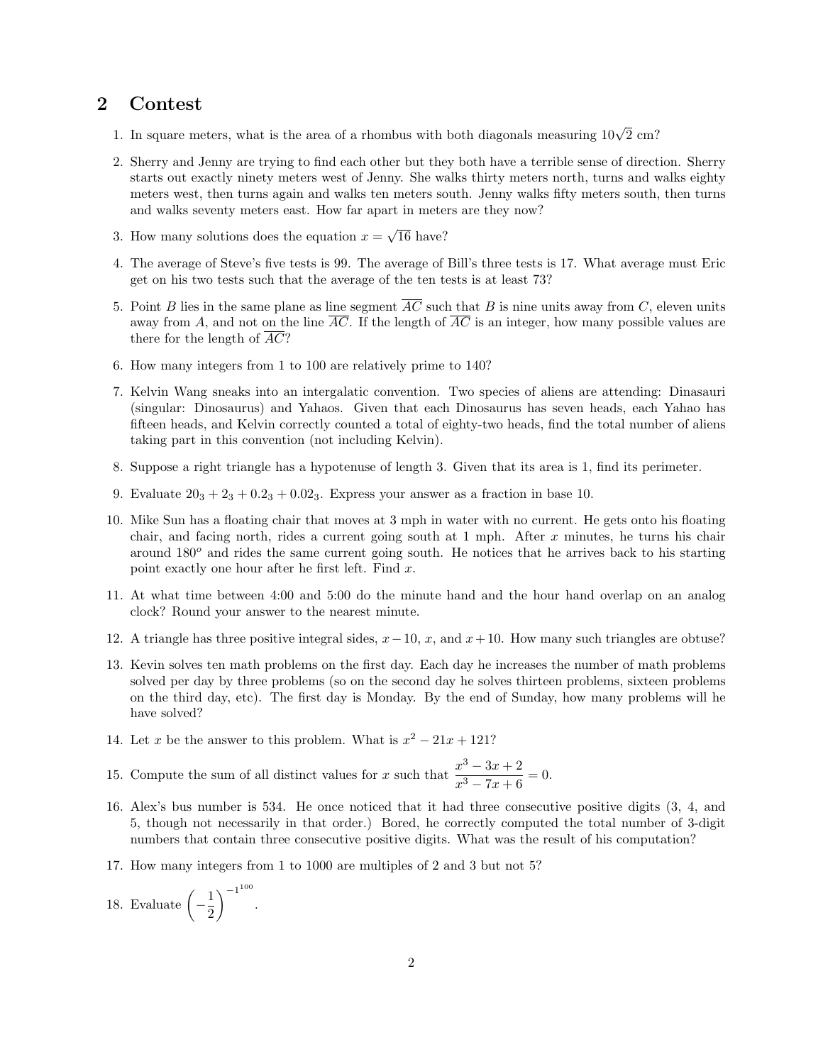## 2 Contest

1. In square meters, what is the area of a rhombus with both diagonals measuring $10\sqrt{2}$ cm?

2. Sherry and Jenny are trying to find each other but they both have a terrible sense of direction. Sherry starts out exactly ninety meters west of Jenny. She walks thirty meters north, turns and walks eighty meters west, then turns again and walks ten meters south. Jenny walks fifty meters south, then turns and walks seventy meters east. How far apart in meters are they now?

3. How many solutions does the equation $x = \sqrt{16}$ have?

4. The average of Steve's five tests is 99. The average of Bill's three tests is 17. What average must Eric get on his two tests such that the average of the ten tests is at least 73?

5. Point $B$ lies in the same plane as line segment $\overline{AC}$ such that $B$ is nine units away from $C$, eleven units away from $A$, and not on the line $\overline{AC}$. If the length of $\overline{AC}$ is an integer, how many possible values are there for the length of $\overline{AC}$?

6. How many integers from 1 to 100 are relatively prime to 140?

7. Kelvin Wang sneaks into an intergalatic convention. Two species of aliens are attending: Dinasauri (singular: Dinosaurus) and Yahaos. Given that each Dinosaurus has seven heads, each Yahao has fifteen heads, and Kelvin correctly counted a total of eighty-two heads, find the total number of aliens taking part in this convention (not including Kelvin).

8. Suppose a right triangle has a hypotenuse of length 3. Given that its area is 1, find its perimeter.

9. Evaluate $20_3 + 2_3 + 0.2_3 + 0.02_3$. Express your answer as a fraction in base 10.

10. Mike Sun has a floating chair that moves at 3 mph in water with no current. He gets onto his floating chair, and facing north, rides a current going south at 1 mph. After $x$ minutes, he turns his chair around $180^o$ and rides the same current going south. He notices that he arrives back to his starting point exactly one hour after he first left. Find $x$.

11. At what time between 4:00 and 5:00 do the minute hand and the hour hand overlap on an analog clock? Round your answer to the nearest minute.

12. A triangle has three positive integral sides, $x - 10$, $x$, and $x + 10$. How many such triangles are obtuse?

13. Kevin solves ten math problems on the first day. Each day he increases the number of math problems solved per day by three problems (so on the second day he solves thirteen problems, sixteen problems on the third day, etc). The first day is Monday. By the end of Sunday, how many problems will he have solved?

14. Let $x$ be the answer to this problem. What is $x^2 - 21x + 121$?

15. Compute the sum of all distinct values for $x$ such that $\dfrac{x^3 - 3x + 2}{x^3 - 7x + 6} = 0$.

16. Alex's bus number is 534. He once noticed that it had three consecutive positive digits (3, 4, and 5, though not necessarily in that order.) Bored, he correctly computed the total number of 3-digit numbers that contain three consecutive positive digits. What was the result of his computation?

17. How many integers from 1 to 1000 are multiples of 2 and 3 but not 5?

18. Evaluate $\left(-\dfrac{1}{2}\right)^{-1^{100}}$.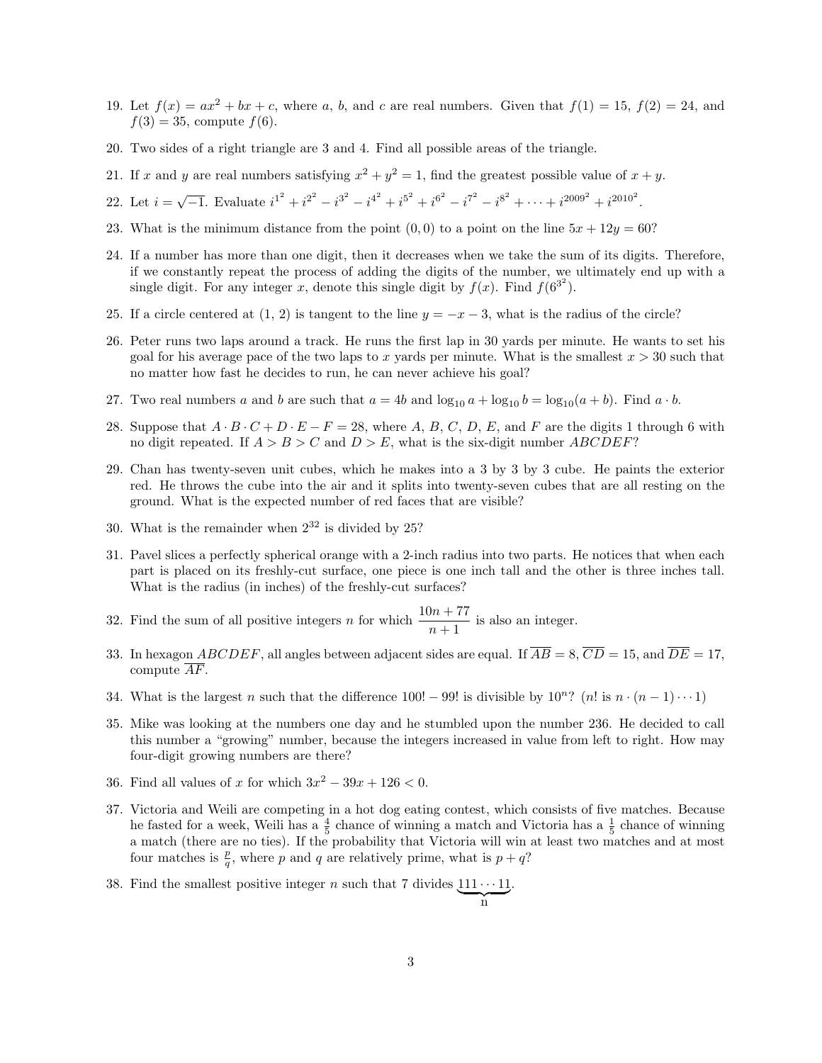19. Let $f(x) = ax^2 + bx + c$, where $a$, $b$, and $c$ are real numbers. Given that $f(1) = 15$, $f(2) = 24$, and $f(3) = 35$, compute $f(6)$.

20. Two sides of a right triangle are 3 and 4. Find all possible areas of the triangle.

21. If $x$ and $y$ are real numbers satisfying $x^2 + y^2 = 1$, find the greatest possible value of $x + y$.

22. Let $i = \sqrt{-1}$. Evaluate $i^{1^2} + i^{2^2} - i^{3^2} - i^{4^2} + i^{5^2} + i^{6^2} - i^{7^2} - i^{8^2} + \cdots + i^{2009^2} + i^{2010^2}$.

23. What is the minimum distance from the point $(0, 0)$ to a point on the line $5x + 12y = 60$?

24. If a number has more than one digit, then it decreases when we take the sum of its digits. Therefore, if we constantly repeat the process of adding the digits of the number, we ultimately end up with a single digit. For any integer $x$, denote this single digit by $f(x)$. Find $f(6^{3^2})$.

25. If a circle centered at $(1, 2)$ is tangent to the line $y = -x - 3$, what is the radius of the circle?

26. Peter runs two laps around a track. He runs the first lap in 30 yards per minute. He wants to set his goal for his average pace of the two laps to $x$ yards per minute. What is the smallest $x > 30$ such that no matter how fast he decides to run, he can never achieve his goal?

27. Two real numbers $a$ and $b$ are such that $a = 4b$ and $\log_{10} a + \log_{10} b = \log_{10}(a + b)$. Find $a \cdot b$.

28. Suppose that $A \cdot B \cdot C + D \cdot E - F = 28$, where $A$, $B$, $C$, $D$, $E$, and $F$ are the digits 1 through 6 with no digit repeated. If $A > B > C$ and $D > E$, what is the six-digit number $ABCDEF$?

29. Chan has twenty-seven unit cubes, which he makes into a 3 by 3 by 3 cube. He paints the exterior red. He throws the cube into the air and it splits into twenty-seven cubes that are all resting on the ground. What is the expected number of red faces that are visible?

30. What is the remainder when $2^{32}$ is divided by 25?

31. Pavel slices a perfectly spherical orange with a 2-inch radius into two parts. He notices that when each part is placed on its freshly-cut surface, one piece is one inch tall and the other is three inches tall. What is the radius (in inches) of the freshly-cut surfaces?

32. Find the sum of all positive integers $n$ for which $\dfrac{10n + 77}{n + 1}$ is also an integer.

33. In hexagon $ABCDEF$, all angles between adjacent sides are equal. If $\overline{AB} = 8$, $\overline{CD} = 15$, and $\overline{DE} = 17$, compute $\overline{AF}$.

34. What is the largest $n$ such that the difference $100! - 99!$ is divisible by $10^n$? ($n!$ is $n \cdot (n-1) \cdots 1$)

35. Mike was looking at the numbers one day and he stumbled upon the number 236. He decided to call this number a "growing" number, because the integers increased in value from left to right. How may four-digit growing numbers are there?

36. Find all values of $x$ for which $3x^2 - 39x + 126 < 0$.

37. Victoria and Weili are competing in a hot dog eating contest, which consists of five matches. Because he fasted for a week, Weili has a $\frac{4}{5}$ chance of winning a match and Victoria has a $\frac{1}{5}$ chance of winning a match (there are no ties). If the probability that Victoria will win at least two matches and at most four matches is $\frac{p}{q}$, where $p$ and $q$ are relatively prime, what is $p + q$?

38. Find the smallest positive integer $n$ such that 7 divides $\underbrace{111 \cdots 11}_{n}$.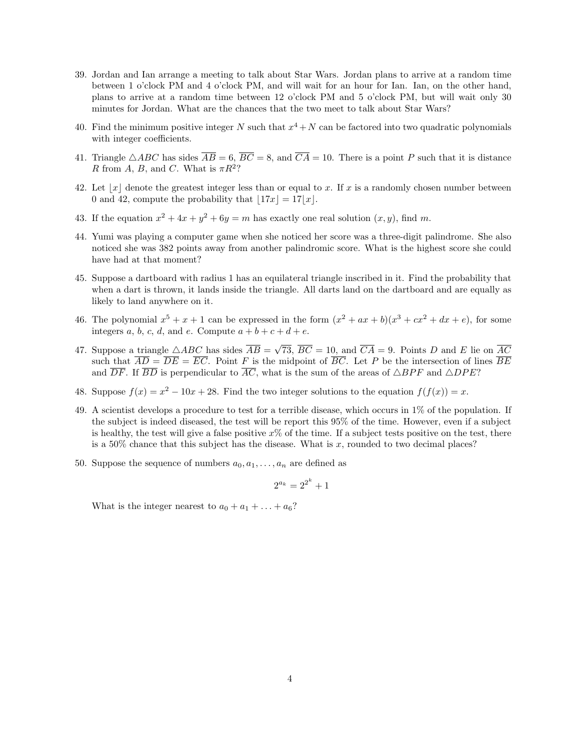39. Jordan and Ian arrange a meeting to talk about Star Wars. Jordan plans to arrive at a random time between 1 o'clock PM and 4 o'clock PM, and will wait for an hour for Ian. Ian, on the other hand, plans to arrive at a random time between 12 o'clock PM and 5 o'clock PM, but will wait only 30 minutes for Jordan. What are the chances that the two meet to talk about Star Wars?

40. Find the minimum positive integer $N$ such that $x^4 + N$ can be factored into two quadratic polynomials with integer coefficients.

41. Triangle $\triangle ABC$ has sides $\overline{AB} = 6$, $\overline{BC} = 8$, and $\overline{CA} = 10$. There is a point $P$ such that it is distance $R$ from $A$, $B$, and $C$. What is $\pi R^2$?

42. Let $\lfloor x \rfloor$ denote the greatest integer less than or equal to $x$. If $x$ is a randomly chosen number between 0 and 42, compute the probability that $\lfloor 17x \rfloor = 17\lfloor x \rfloor$.

43. If the equation $x^2 + 4x + y^2 + 6y = m$ has exactly one real solution $(x, y)$, find $m$.

44. Yumi was playing a computer game when she noticed her score was a three-digit palindrome. She also noticed she was 382 points away from another palindromic score. What is the highest score she could have had at that moment?

45. Suppose a dartboard with radius 1 has an equilateral triangle inscribed in it. Find the probability that when a dart is thrown, it lands inside the triangle. All darts land on the dartboard and are equally as likely to land anywhere on it.

46. The polynomial $x^5 + x + 1$ can be expressed in the form $(x^2 + ax + b)(x^3 + cx^2 + dx + e)$, for some integers $a$, $b$, $c$, $d$, and $e$. Compute $a + b + c + d + e$.

47. Suppose a triangle $\triangle ABC$ has sides $\overline{AB} = \sqrt{73}$, $\overline{BC} = 10$, and $\overline{CA} = 9$. Points $D$ and $E$ lie on $\overline{AC}$ such that $\overline{AD} = \overline{DE} = \overline{EC}$. Point $F$ is the midpoint of $\overline{BC}$. Let $P$ be the intersection of lines $\overline{BE}$ and $\overline{DF}$. If $\overline{BD}$ is perpendicular to $\overline{AC}$, what is the sum of the areas of $\triangle BPF$ and $\triangle DPE$?

48. Suppose $f(x) = x^2 - 10x + 28$. Find the two integer solutions to the equation $f(f(x)) = x$.

49. A scientist develops a procedure to test for a terrible disease, which occurs in 1% of the population. If the subject is indeed diseased, the test will be report this 95% of the time. However, even if a subject is healthy, the test will give a false positive $x$% of the time. If a subject tests positive on the test, there is a 50% chance that this subject has the disease. What is $x$, rounded to two decimal places?

50. Suppose the sequence of numbers $a_0, a_1, \ldots, a_n$ are defined as

$$2^{a_k} = 2^{2^k} + 1$$

What is the integer nearest to $a_0 + a_1 + \ldots + a_6$?